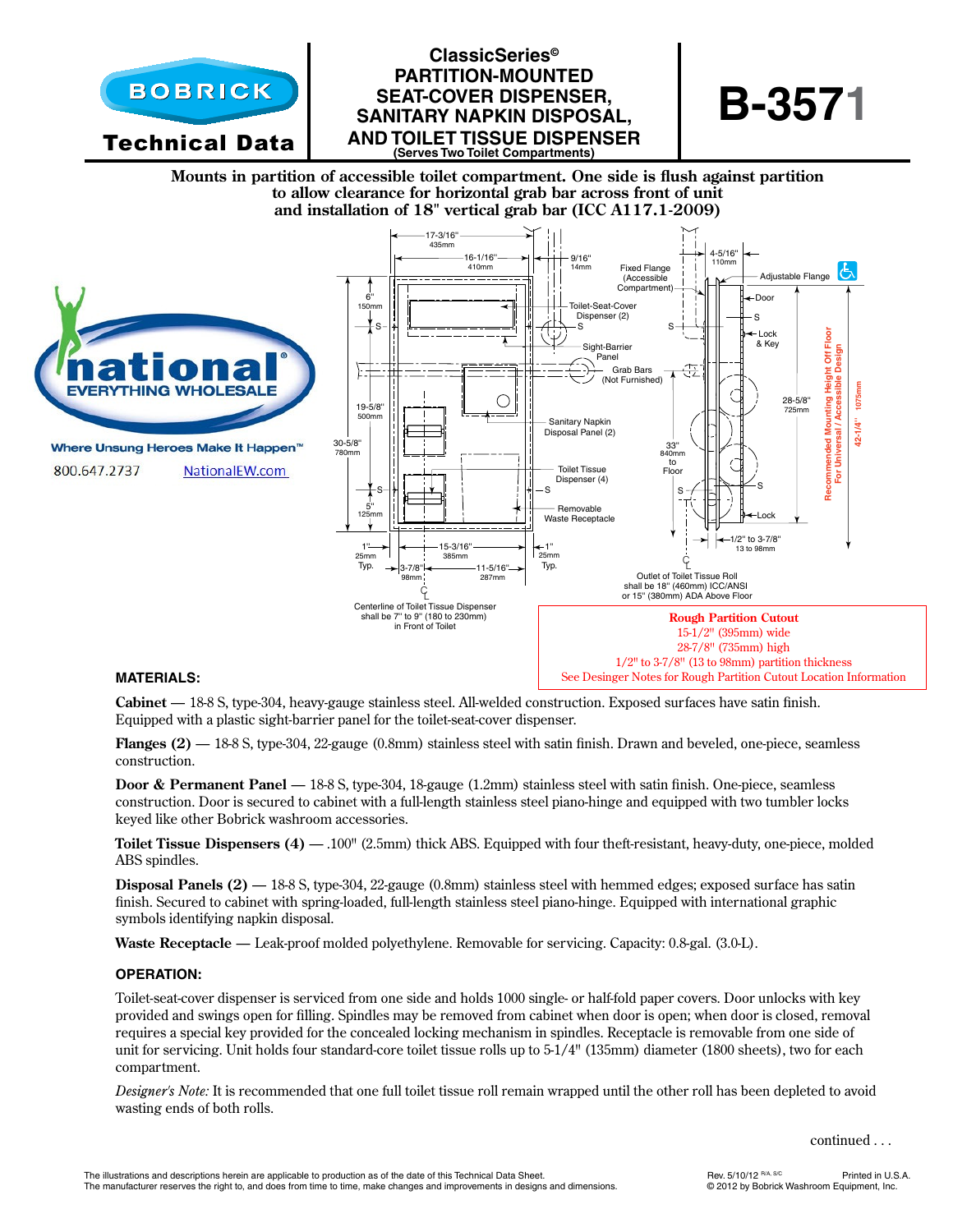# BOBRICK Technical Data

## ClassicSeries© PARTITION-MOUNTED SEAT-COVER DISPENSER, SANITARY NAPKIN DISPOSAL, AND TOILET TISSUE DISPENSER

(Serves Two Toilet Compartments)

# B-3571

**Mounts in partition of accessible toilet compartment. One side is flush against partition to allow clearance for horizontal grab bar across front of unit and installation of 18" vertical grab bar (ICC A117.1-2009)**

national EVERYTHING WHOLESALE
Where Unsung Heroes Make It Happen™
800.647.2737 NationalEW.com

17-3/16" 435mm
16-1/16" 410mm
9/16" 14mm
6" 150mm
19-5/8" 500mm
30-5/8" 780mm
5" 125mm
1" 25mm Typ.
15-3/16" 385mm
1" 25mm Typ.
3-7/8" 98mm
11-5/16" 287mm

Toilet-Seat-Cover Dispenser (2)
Sight-Barrier Panel
Grab Bars (Not Furnished)
Sanitary Napkin Disposal Panel (2)
Toilet Tissue Dispenser (4)
Removable Waste Receptacle

Centerline of Toilet Tissue Dispenser shall be 7" to 9" (180 to 230mm) in Front of Toilet

4-5/16" 110mm
Fixed Flange (Accessible Compartment)
Adjustable Flange
Door
Lock & Key
33" 840mm to Floor
28-5/8" 725mm
Lock
1/2" to 3-7/8" 13 to 98mm
Recommended Mounting Height Off Floor For Universal / Accessible Design 42-1/4" 1075mm

Outlet of Toilet Tissue Roll shall be 18" (460mm) ICC/ANSI or 15" (380mm) ADA Above Floor

**Rough Partition Cutout**
15-1/2" (395mm) wide
28-7/8" (735mm) high
1/2" to 3-7/8" (13 to 98mm) partition thickness
See Desinger Notes for Rough Partition Cutout Location Information

### MATERIALS:

**Cabinet** — 18-8 S, type-304, heavy-gauge stainless steel. All-welded construction. Exposed surfaces have satin finish. Equipped with a plastic sight-barrier panel for the toilet-seat-cover dispenser.

**Flanges (2)** — 18-8 S, type-304, 22-gauge (0.8mm) stainless steel with satin finish. Drawn and beveled, one-piece, seamless construction.

**Door & Permanent Panel** — 18-8 S, type-304, 18-gauge (1.2mm) stainless steel with satin finish. One-piece, seamless construction. Door is secured to cabinet with a full-length stainless steel piano-hinge and equipped with two tumbler locks keyed like other Bobrick washroom accessories.

**Toilet Tissue Dispensers (4)** — .100" (2.5mm) thick ABS. Equipped with four theft-resistant, heavy-duty, one-piece, molded ABS spindles.

**Disposal Panels (2)** — 18-8 S, type-304, 22-gauge (0.8mm) stainless steel with hemmed edges; exposed surface has satin finish. Secured to cabinet with spring-loaded, full-length stainless steel piano-hinge. Equipped with international graphic symbols identifying napkin disposal.

**Waste Receptacle** — Leak-proof molded polyethylene. Removable for servicing. Capacity: 0.8-gal. (3.0-L).

### OPERATION:

Toilet-seat-cover dispenser is serviced from one side and holds 1000 single- or half-fold paper covers. Door unlocks with key provided and swings open for filling. Spindles may be removed from cabinet when door is open; when door is closed, removal requires a special key provided for the concealed locking mechanism in spindles. Receptacle is removable from one side of unit for servicing. Unit holds four standard-core toilet tissue rolls up to 5-1/4" (135mm) diameter (1800 sheets), two for each compartment.

*Designer's Note:* It is recommended that one full toilet tissue roll remain wrapped until the other roll has been depleted to avoid wasting ends of both rolls.

continued . . .

The illustrations and descriptions herein are applicable to production as of the date of this Technical Data Sheet. The manufacturer reserves the right to, and does from time to time, make changes and improvements in designs and dimensions.

Rev. 5/10/12 R/A, S/C Printed in U.S.A. © 2012 by Bobrick Washroom Equipment, Inc.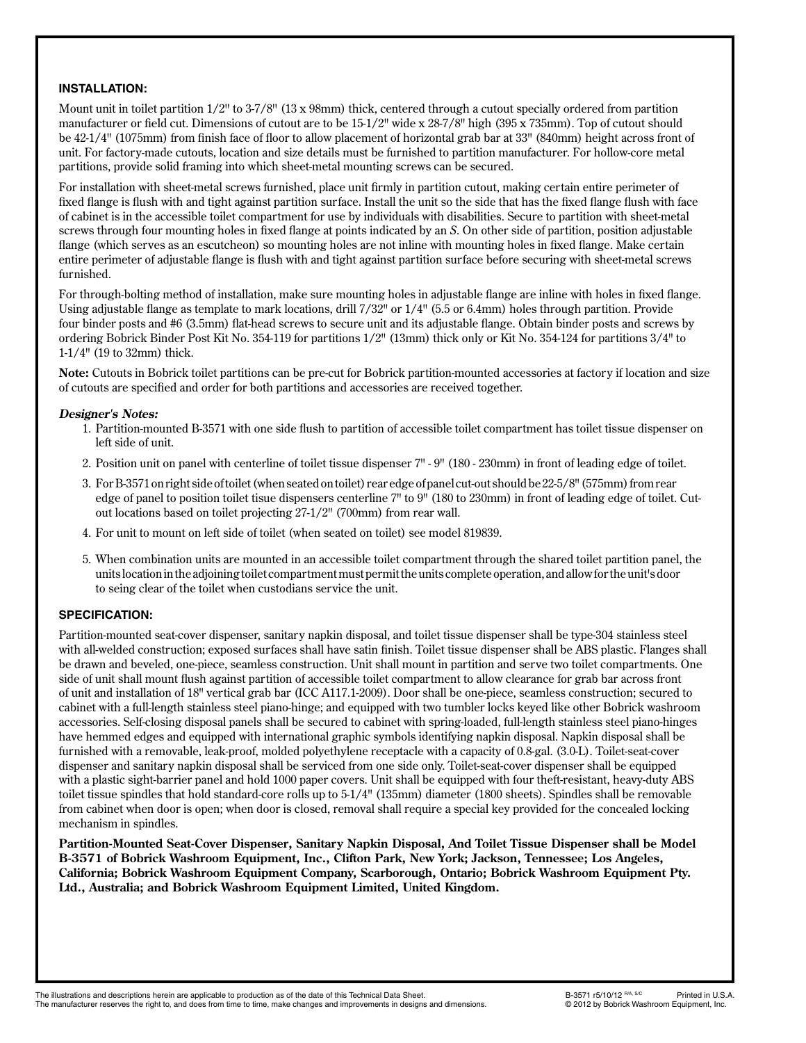### INSTALLATION:

Mount unit in toilet partition 1/2" to 3-7/8" (13 x 98mm) thick, centered through a cutout specially ordered from partition manufacturer or field cut. Dimensions of cutout are to be 15-1/2" wide x 28-7/8" high (395 x 735mm). Top of cutout should be 42-1/4" (1075mm) from finish face of floor to allow placement of horizontal grab bar at 33" (840mm) height across front of unit. For factory-made cutouts, location and size details must be furnished to partition manufacturer. For hollow-core metal partitions, provide solid framing into which sheet-metal mounting screws can be secured.

For installation with sheet-metal screws furnished, place unit firmly in partition cutout, making certain entire perimeter of fixed flange is flush with and tight against partition surface. Install the unit so the side that has the fixed flange flush with face of cabinet is in the accessible toilet compartment for use by individuals with disabilities. Secure to partition with sheet-metal screws through four mounting holes in fixed flange at points indicated by an *S*. On other side of partition, position adjustable flange (which serves as an escutcheon) so mounting holes are not inline with mounting holes in fixed flange. Make certain entire perimeter of adjustable flange is flush with and tight against partition surface before securing with sheet-metal screws furnished.

For through-bolting method of installation, make sure mounting holes in adjustable flange are inline with holes in fixed flange. Using adjustable flange as template to mark locations, drill 7/32" or 1/4" (5.5 or 6.4mm) holes through partition. Provide four binder posts and #6 (3.5mm) flat-head screws to secure unit and its adjustable flange. Obtain binder posts and screws by ordering Bobrick Binder Post Kit No. 354-119 for partitions 1/2" (13mm) thick only or Kit No. 354-124 for partitions 3/4" to 1-1/4" (19 to 32mm) thick.

**Note:** Cutouts in Bobrick toilet partitions can be pre-cut for Bobrick partition-mounted accessories at factory if location and size of cutouts are specified and order for both partitions and accessories are received together.

***Designer's Notes:***

1. Partition-mounted B-3571 with one side flush to partition of accessible toilet compartment has toilet tissue dispenser on left side of unit.
2. Position unit on panel with centerline of toilet tissue dispenser 7" - 9" (180 - 230mm) in front of leading edge of toilet.
3. For B-3571 on right side of toilet (when seated on toilet) rear edge of panel cut-out should be 22-5/8" (575mm) from rear edge of panel to position toilet tisue dispensers centerline 7" to 9" (180 to 230mm) in front of leading edge of toilet. Cut-out locations based on toilet projecting 27-1/2" (700mm) from rear wall.
4. For unit to mount on left side of toilet (when seated on toilet) see model 819839.
5. When combination units are mounted in an accessible toilet compartment through the shared toilet partition panel, the units location in the adjoining toilet compartment must permit the units complete operation, and allow for the unit's door to seing clear of the toilet when custodians service the unit.

### SPECIFICATION:

Partition-mounted seat-cover dispenser, sanitary napkin disposal, and toilet tissue dispenser shall be type-304 stainless steel with all-welded construction; exposed surfaces shall have satin finish. Toilet tissue dispenser shall be ABS plastic. Flanges shall be drawn and beveled, one-piece, seamless construction. Unit shall mount in partition and serve two toilet compartments. One side of unit shall mount flush against partition of accessible toilet compartment to allow clearance for grab bar across front of unit and installation of 18" vertical grab bar (ICC A117.1-2009). Door shall be one-piece, seamless construction; secured to cabinet with a full-length stainless steel piano-hinge; and equipped with two tumbler locks keyed like other Bobrick washroom accessories. Self-closing disposal panels shall be secured to cabinet with spring-loaded, full-length stainless steel piano-hinges have hemmed edges and equipped with international graphic symbols identifying napkin disposal. Napkin disposal shall be furnished with a removable, leak-proof, molded polyethylene receptacle with a capacity of 0.8-gal. (3.0-L). Toilet-seat-cover dispenser and sanitary napkin disposal shall be serviced from one side only. Toilet-seat-cover dispenser shall be equipped with a plastic sight-barrier panel and hold 1000 paper covers. Unit shall be equipped with four theft-resistant, heavy-duty ABS toilet tissue spindles that hold standard-core rolls up to 5-1/4" (135mm) diameter (1800 sheets). Spindles shall be removable from cabinet when door is open; when door is closed, removal shall require a special key provided for the concealed locking mechanism in spindles.

**Partition-Mounted Seat-Cover Dispenser, Sanitary Napkin Disposal, And Toilet Tissue Dispenser shall be Model B-3571 of Bobrick Washroom Equipment, Inc., Clifton Park, New York; Jackson, Tennessee; Los Angeles, California; Bobrick Washroom Equipment Company, Scarborough, Ontario; Bobrick Washroom Equipment Pty. Ltd., Australia; and Bobrick Washroom Equipment Limited, United Kingdom.**

The illustrations and descriptions herein are applicable to production as of the date of this Technical Data Sheet.
The manufacturer reserves the right to, and does from time to time, make changes and improvements in designs and dimensions.

B-3571 r5/10/12 R/A, S/C Printed in U.S.A.
© 2012 by Bobrick Washroom Equipment, Inc.